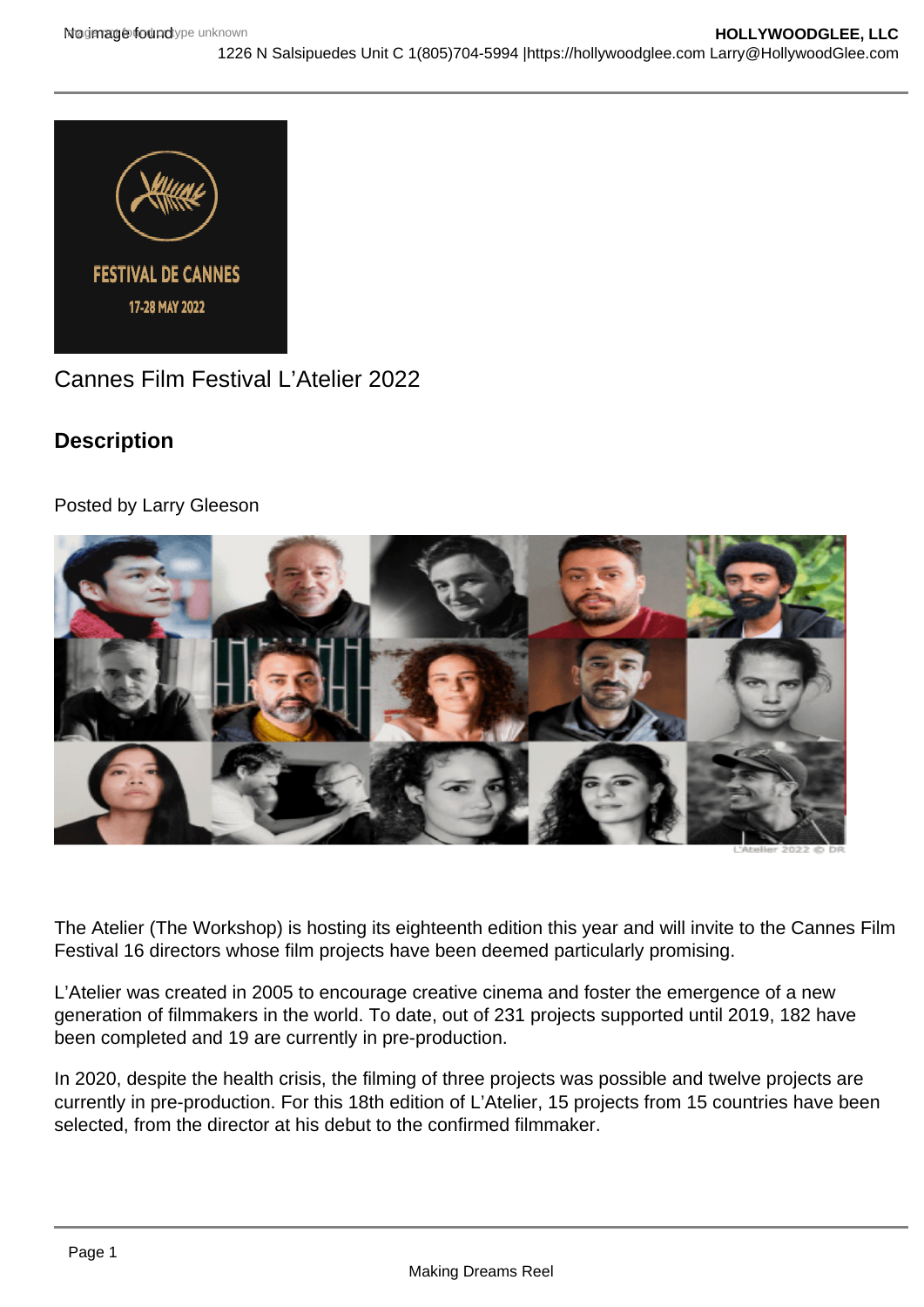Cannes Film Festival L'Atelier 2022

## Description

Posted by Larry Gleeson

L'Atelier 2022 © DR

The Atelier (The Workshop) is hosting its eighteenth edition this year and will invite to the Cannes Film Festival 16 directors whose film projects have been deemed particularly promising.

L'Atelier was created in 2005 to encourage creative cinema and foster the emergence of a new generation of filmmakers in the world. To date, out of 231 projects supported until 2019, 182 have been completed and 19 are currently in pre-production.

In 2020, despite the health crisis, the filming of three projects was possible and twelve projects are currently in pre-production. For this 18th edition of L'Atelier, 15 projects from 15 countries have been selected, from the director at his debut to the confirmed filmmaker.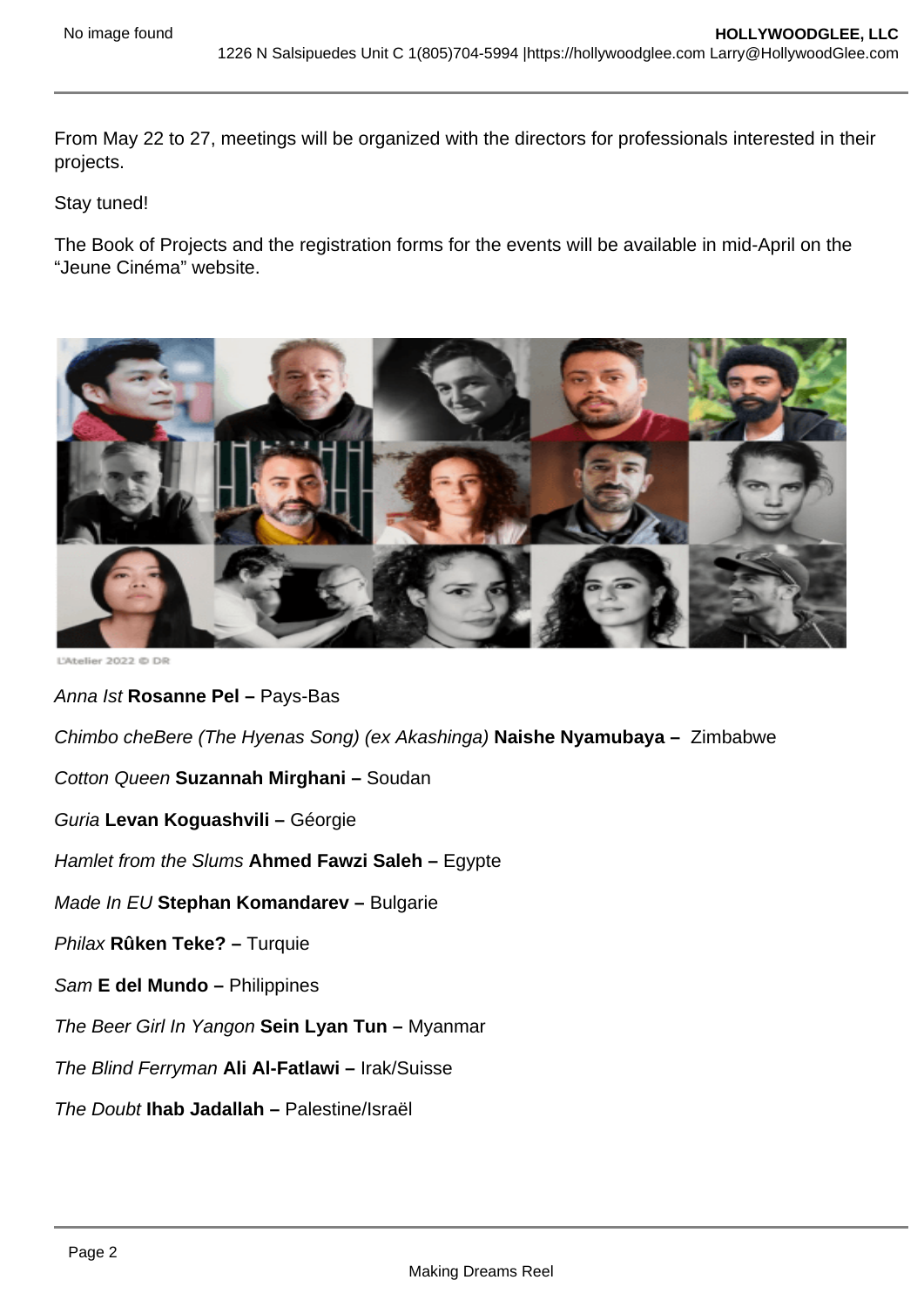From May 22 to 27, meetings will be organized with the directors for professionals interested in their projects.

Stay tuned!

The Book of Projects and the registration forms for the events will be available in mid-April on the “Jeune Cinéma” website.

L'Atelier 2022 © DR

*Anna Ist* **Rosanne Pel –** Pays-Bas

*Chimbo cheBere (The Hyenas Song) (ex Akashinga)* **Naishe Nyamubaya –** Zimbabwe

*Cotton Queen* **Suzannah Mirghani –** Soudan

*Guria* **Levan Koguashvili –** Géorgie

*Hamlet from the Slums* **Ahmed Fawzi Saleh –** Egypte

*Made In EU* **Stephan Komandarev –** Bulgarie

*Philax* **Rûken Teke? –** Turquie

*Sam* **E del Mundo –** Philippines

*The Beer Girl In Yangon* **Sein Lyan Tun –** Myanmar

*The Blind Ferryman* **Ali Al-Fatlawi –** Irak/Suisse

*The Doubt* **Ihab Jadallah –** Palestine/Israël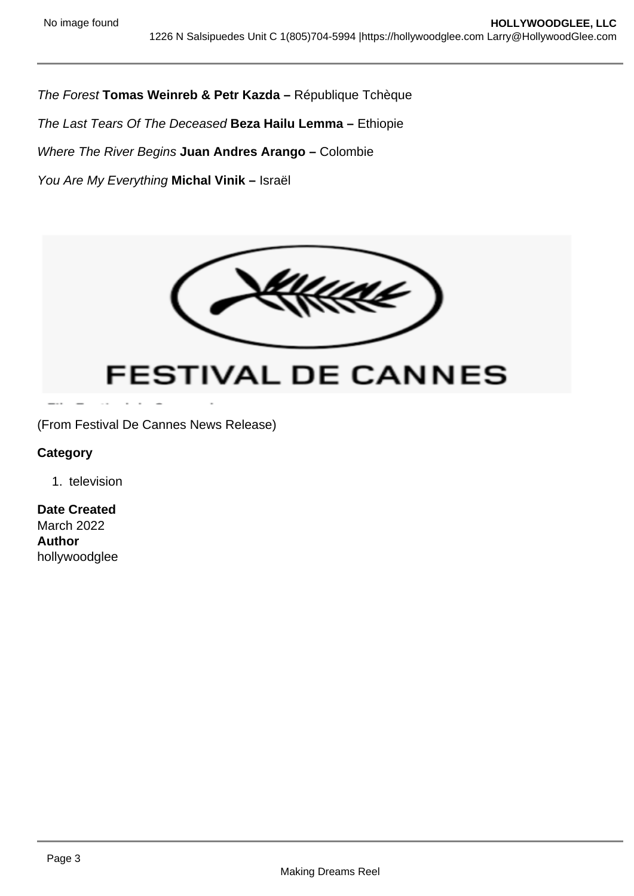*The Forest* **Tomas Weinreb & Petr Kazda –** République Tchèque

*The Last Tears Of The Deceased* **Beza Hailu Lemma –** Ethiopie

*Where The River Begins* **Juan Andres Arango –** Colombie

*You Are My Everything* **Michal Vinik –** Israël

(From Festival De Cannes News Release)

**Category**

1. television

**Date Created**
March 2022
**Author**
hollywoodglee